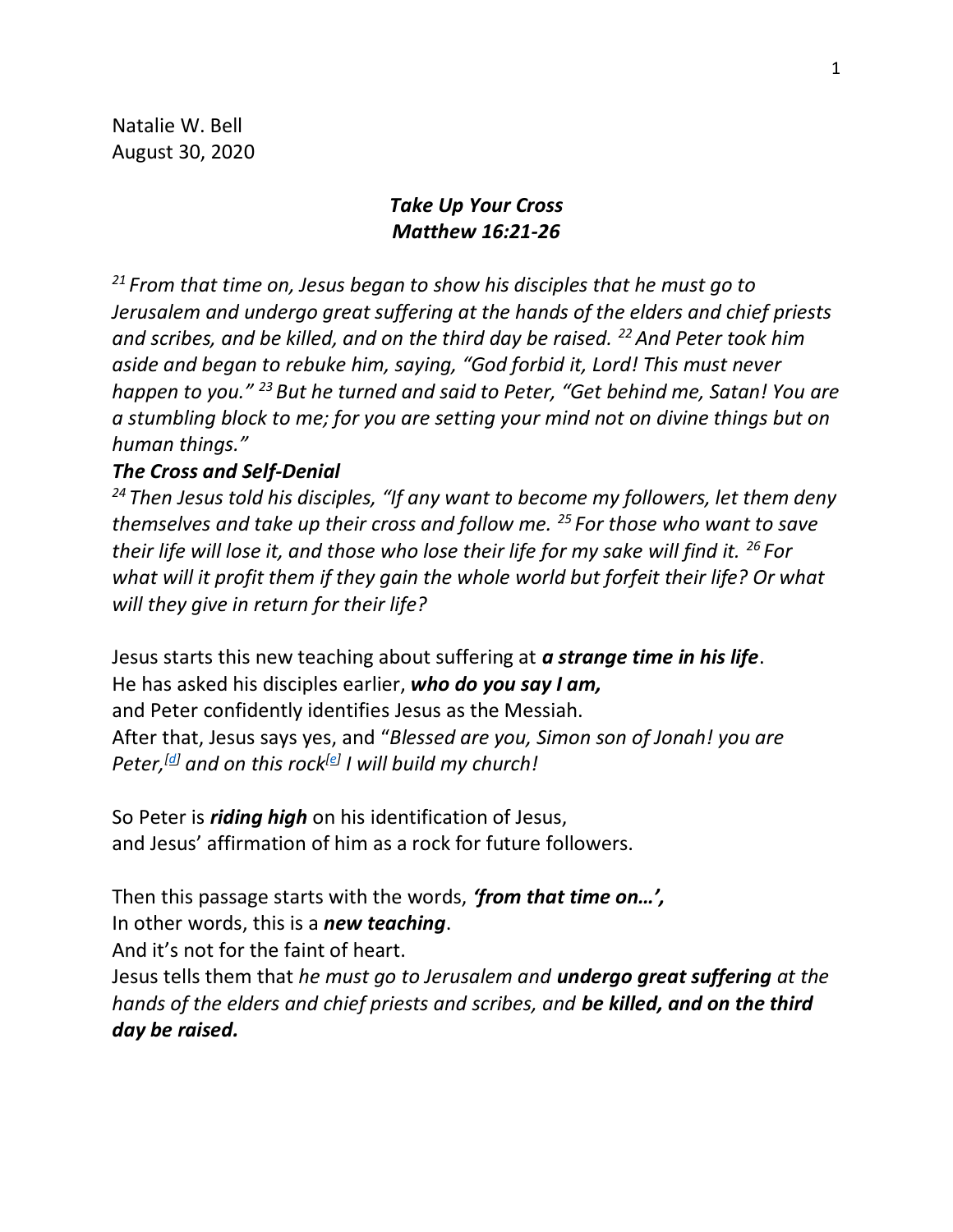Natalie W. Bell
August 30, 2020

### ***Take Up Your Cross***
### ***Matthew 16:21-26***

*[21] From that time on, Jesus began to show his disciples that he must go to Jerusalem and undergo great suffering at the hands of the elders and chief priests and scribes, and be killed, and on the third day be raised. [22] And Peter took him aside and began to rebuke him, saying, "God forbid it, Lord! This must never happen to you." [23] But he turned and said to Peter, "Get behind me, Satan! You are a stumbling block to me; for you are setting your mind not on divine things but on human things."*

***The Cross and Self-Denial***

*[24] Then Jesus told his disciples, "If any want to become my followers, let them deny themselves and take up their cross and follow me. [25] For those who want to save their life will lose it, and those who lose their life for my sake will find it. [26] For what will it profit them if they gain the whole world but forfeit their life? Or what will they give in return for their life?*

Jesus starts this new teaching about suffering at ***a strange time in his life***.
He has asked his disciples earlier, ***who do you say I am,***
and Peter confidently identifies Jesus as the Messiah.
After that, Jesus says yes, and "*Blessed are you, Simon son of Jonah! you are Peter,[d] and on this rock[e] I will build my church!*

So Peter is ***riding high*** on his identification of Jesus,
and Jesus' affirmation of him as a rock for future followers.

Then this passage starts with the words, ***'from that time on…',***
In other words, this is a ***new teaching***.
And it's not for the faint of heart.
Jesus tells them that *he must go to Jerusalem and* ***undergo great suffering*** *at the hands of the elders and chief priests and scribes, and* ***be killed, and on the third day be raised.***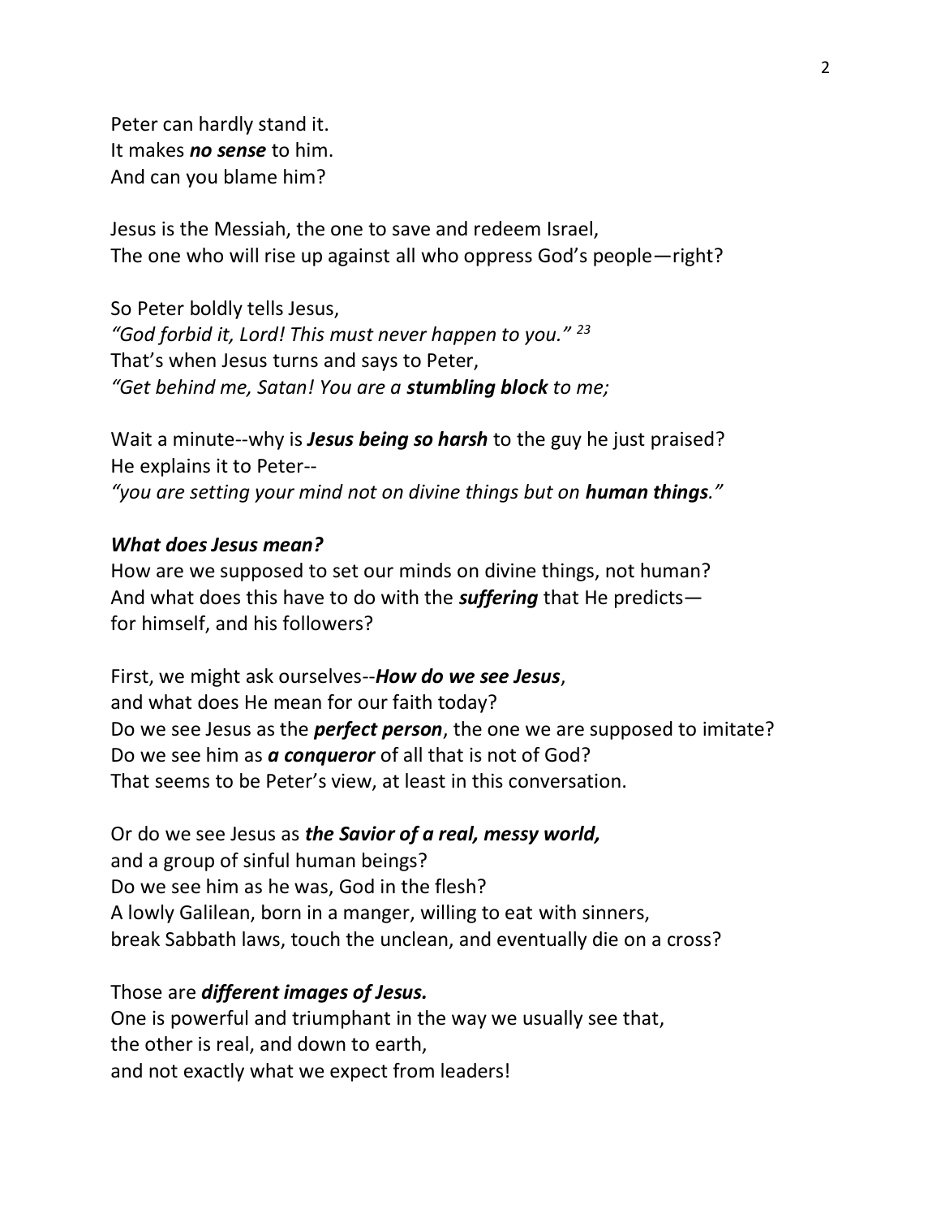Peter can hardly stand it.
It makes ***no sense*** to him.
And can you blame him?

Jesus is the Messiah, the one to save and redeem Israel,
The one who will rise up against all who oppress God's people—right?

So Peter boldly tells Jesus,
*"God forbid it, Lord! This must never happen to you."* [23]
That's when Jesus turns and says to Peter,
*"Get behind me, Satan! You are a* ***stumbling block*** *to me;*

Wait a minute--why is ***Jesus being so harsh*** to the guy he just praised?
He explains it to Peter--
*"you are setting your mind not on divine things but on* ***human things****."*

***What does Jesus mean?***
How are we supposed to set our minds on divine things, not human?
And what does this have to do with the ***suffering*** that He predicts—
for himself, and his followers?

First, we might ask ourselves--***How do we see Jesus***,
and what does He mean for our faith today?
Do we see Jesus as the ***perfect person***, the one we are supposed to imitate?
Do we see him as ***a conqueror*** of all that is not of God?
That seems to be Peter's view, at least in this conversation.

Or do we see Jesus as ***the Savior of a real, messy world,***
and a group of sinful human beings?
Do we see him as he was, God in the flesh?
A lowly Galilean, born in a manger, willing to eat with sinners,
break Sabbath laws, touch the unclean, and eventually die on a cross?

Those are ***different images of Jesus.***
One is powerful and triumphant in the way we usually see that,
the other is real, and down to earth,
and not exactly what we expect from leaders!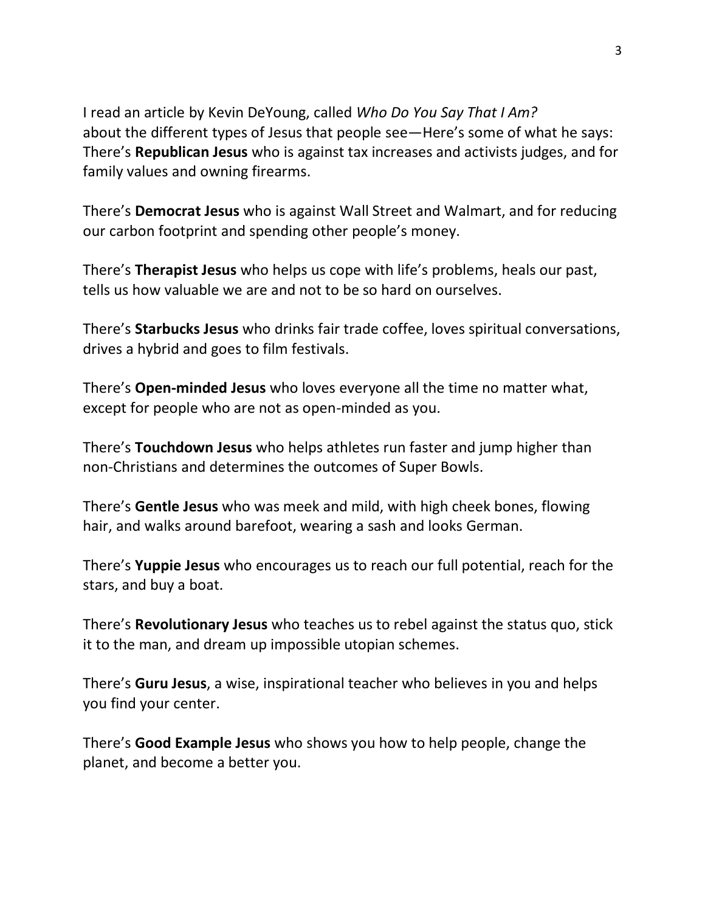I read an article by Kevin DeYoung, called *Who Do You Say That I Am?* about the different types of Jesus that people see—Here's some of what he says: There's **Republican Jesus** who is against tax increases and activists judges, and for family values and owning firearms.

There's **Democrat Jesus** who is against Wall Street and Walmart, and for reducing our carbon footprint and spending other people's money.

There's **Therapist Jesus** who helps us cope with life's problems, heals our past, tells us how valuable we are and not to be so hard on ourselves.

There's **Starbucks Jesus** who drinks fair trade coffee, loves spiritual conversations, drives a hybrid and goes to film festivals.

There's **Open-minded Jesus** who loves everyone all the time no matter what, except for people who are not as open-minded as you.

There's **Touchdown Jesus** who helps athletes run faster and jump higher than non-Christians and determines the outcomes of Super Bowls.

There's **Gentle Jesus** who was meek and mild, with high cheek bones, flowing hair, and walks around barefoot, wearing a sash and looks German.

There's **Yuppie Jesus** who encourages us to reach our full potential, reach for the stars, and buy a boat.

There's **Revolutionary Jesus** who teaches us to rebel against the status quo, stick it to the man, and dream up impossible utopian schemes.

There's **Guru Jesus**, a wise, inspirational teacher who believes in you and helps you find your center.

There's **Good Example Jesus** who shows you how to help people, change the planet, and become a better you.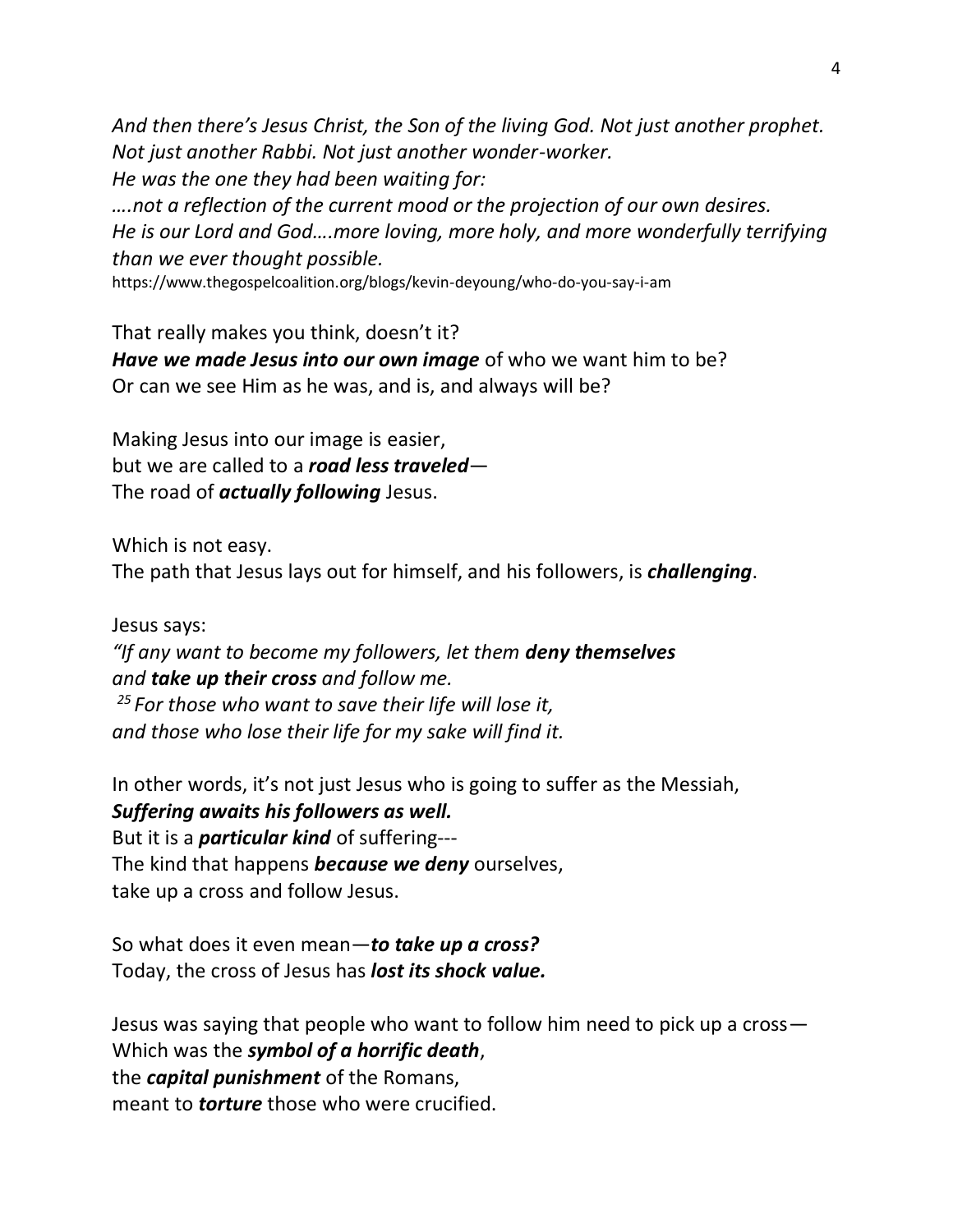*And then there's Jesus Christ, the Son of the living God. Not just another prophet.*
*Not just another Rabbi. Not just another wonder-worker.*
*He was the one they had been waiting for:*
*….not a reflection of the current mood or the projection of our own desires.*
*He is our Lord and God….more loving, more holy, and more wonderfully terrifying than we ever thought possible.*
https://www.thegospelcoalition.org/blogs/kevin-deyoung/who-do-you-say-i-am

That really makes you think, doesn't it?
***Have we made Jesus into our own image*** of who we want him to be?
Or can we see Him as he was, and is, and always will be?

Making Jesus into our image is easier,
but we are called to a ***road less traveled***—
The road of ***actually following*** Jesus.

Which is not easy.
The path that Jesus lays out for himself, and his followers, is ***challenging***.

Jesus says:
*"If any want to become my followers, let them **deny themselves***
*and **take up their cross** and follow me.*
*[25] For those who want to save their life will lose it,*
*and those who lose their life for my sake will find it.*

In other words, it's not just Jesus who is going to suffer as the Messiah,
***Suffering awaits his followers as well.***
But it is a ***particular kind*** of suffering---
The kind that happens ***because we deny*** ourselves,
take up a cross and follow Jesus.

So what does it even mean—***to take up a cross?***
Today, the cross of Jesus has ***lost its shock value.***

Jesus was saying that people who want to follow him need to pick up a cross—
Which was the ***symbol of a horrific death***,
the ***capital punishment*** of the Romans,
meant to ***torture*** those who were crucified.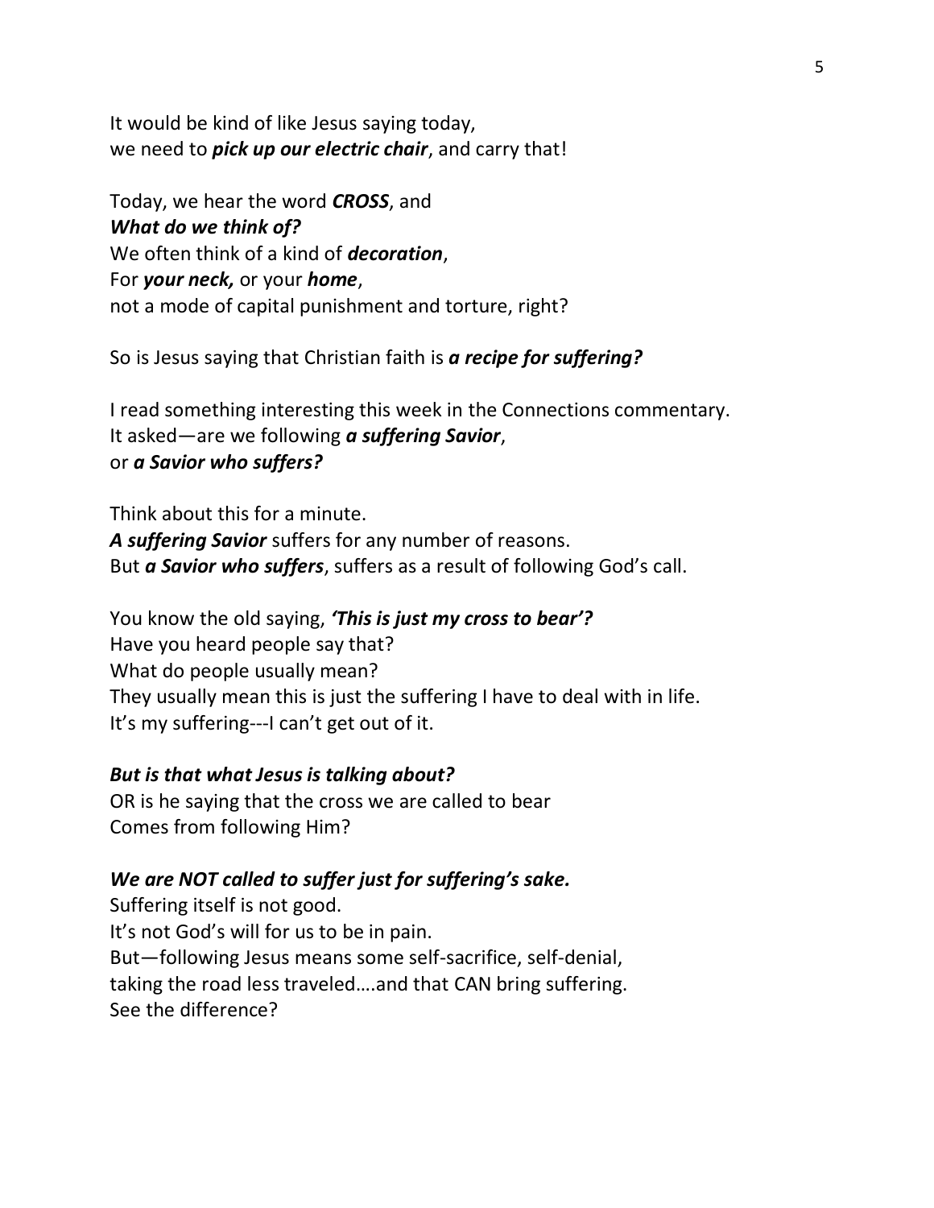It would be kind of like Jesus saying today,
we need to ***pick up our electric chair***, and carry that!

Today, we hear the word ***CROSS***, and
***What do we think of?***
We often think of a kind of ***decoration***,
For ***your neck,*** or your ***home***,
not a mode of capital punishment and torture, right?

So is Jesus saying that Christian faith is ***a recipe for suffering?***

I read something interesting this week in the Connections commentary.
It asked—are we following ***a suffering Savior***,
or ***a Savior who suffers?***

Think about this for a minute.
***A suffering Savior*** suffers for any number of reasons.
But ***a Savior who suffers***, suffers as a result of following God's call.

You know the old saying, ***'This is just my cross to bear'?***
Have you heard people say that?
What do people usually mean?
They usually mean this is just the suffering I have to deal with in life.
It's my suffering---I can't get out of it.

***But is that what Jesus is talking about?***
OR is he saying that the cross we are called to bear
Comes from following Him?

***We are NOT called to suffer just for suffering's sake.***
Suffering itself is not good.
It's not God's will for us to be in pain.
But—following Jesus means some self-sacrifice, self-denial,
taking the road less traveled….and that CAN bring suffering.
See the difference?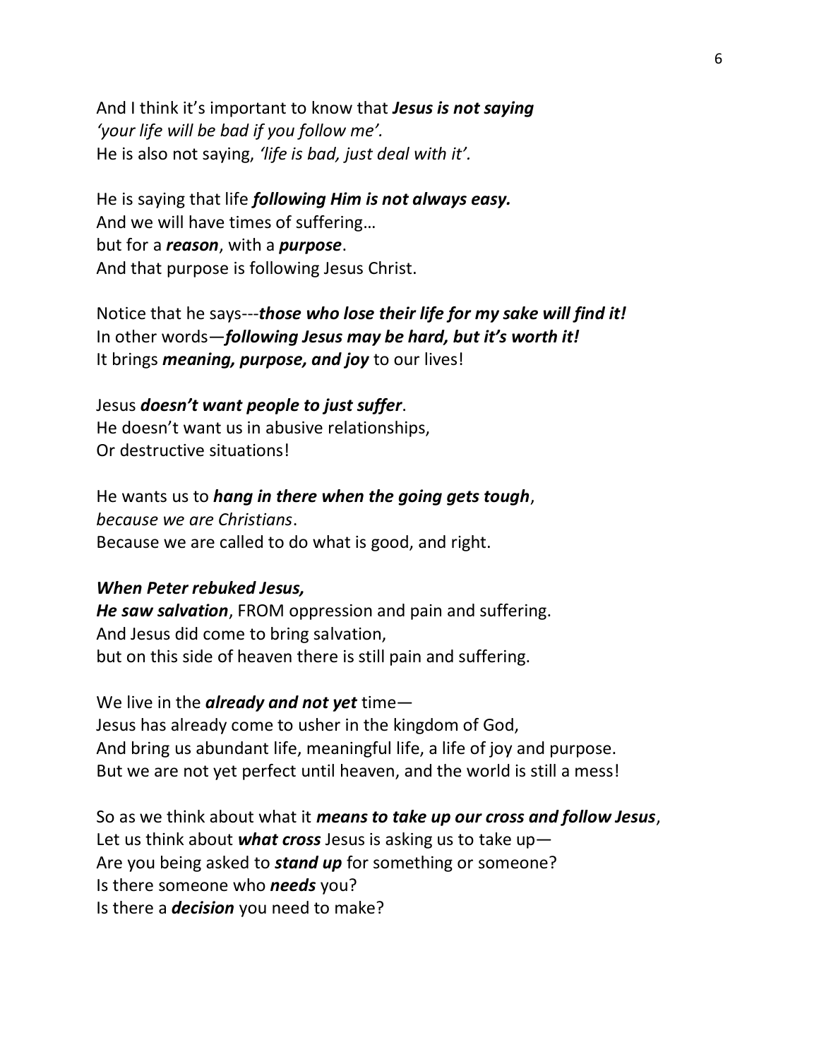And I think it's important to know that ***Jesus is not saying*** *'your life will be bad if you follow me'.*
He is also not saying, *'life is bad, just deal with it'.*

He is saying that life ***following Him is not always easy.***
And we will have times of suffering…
but for a ***reason***, with a ***purpose***.
And that purpose is following Jesus Christ.

Notice that he says---***those who lose their life for my sake will find it!***
In other words—***following Jesus may be hard, but it's worth it!***
It brings ***meaning, purpose, and joy*** to our lives!

Jesus ***doesn't want people to just suffer***.
He doesn't want us in abusive relationships,
Or destructive situations!

He wants us to ***hang in there when the going gets tough***,
*because we are Christians*.
Because we are called to do what is good, and right.

***When Peter rebuked Jesus,***
***He saw salvation***, FROM oppression and pain and suffering.
And Jesus did come to bring salvation,
but on this side of heaven there is still pain and suffering.

We live in the ***already and not yet*** time—
Jesus has already come to usher in the kingdom of God,
And bring us abundant life, meaningful life, a life of joy and purpose.
But we are not yet perfect until heaven, and the world is still a mess!

So as we think about what it ***means to take up our cross and follow Jesus***,
Let us think about ***what cross*** Jesus is asking us to take up—
Are you being asked to ***stand up*** for something or someone?
Is there someone who ***needs*** you?
Is there a ***decision*** you need to make?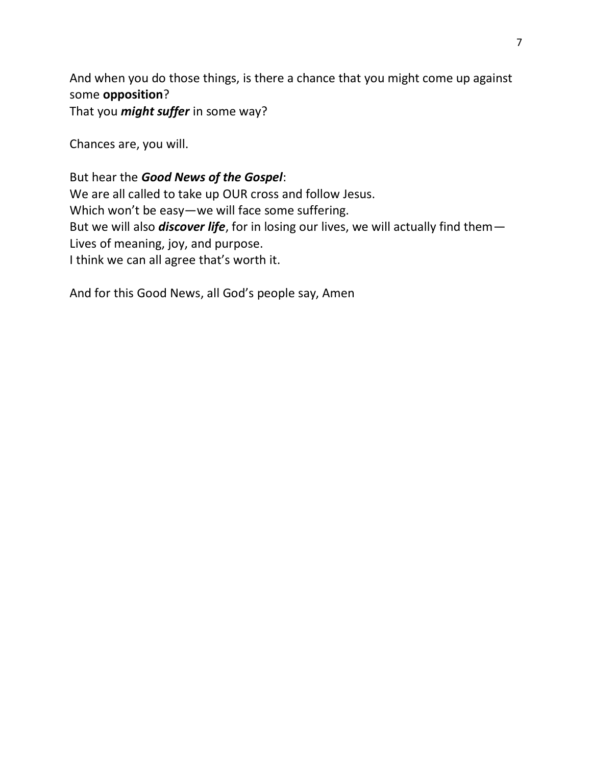And when you do those things, is there a chance that you might come up against some **opposition**?
That you ***might suffer*** in some way?

Chances are, you will.

But hear the ***Good News of the Gospel***:
We are all called to take up OUR cross and follow Jesus.
Which won't be easy—we will face some suffering.
But we will also ***discover life***, for in losing our lives, we will actually find them—
Lives of meaning, joy, and purpose.
I think we can all agree that's worth it.

And for this Good News, all God's people say, Amen